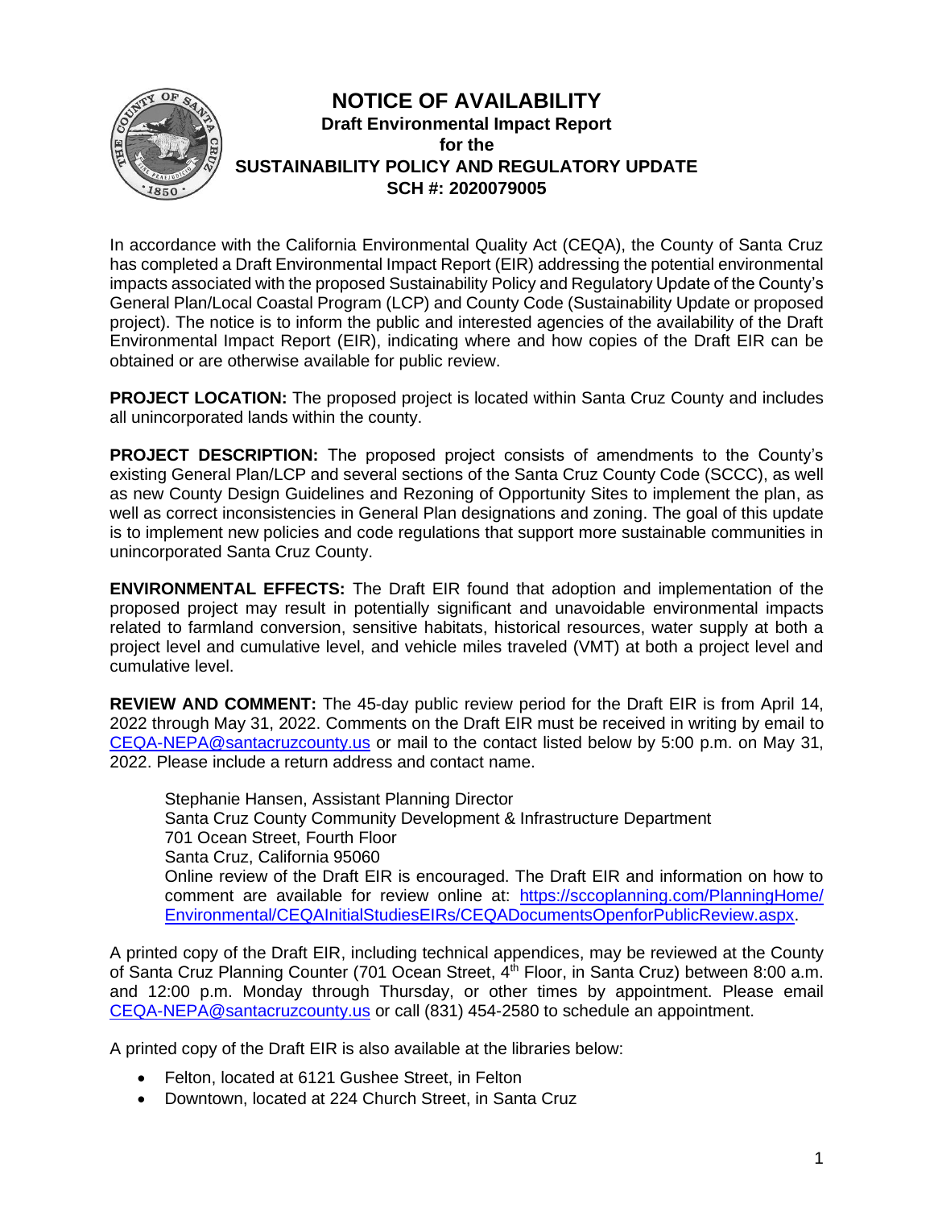# NOTICE OF AVAILABILITY

**Draft Environmental Impact Report**
**for the**
**SUSTAINABILITY POLICY AND REGULATORY UPDATE**
**SCH #: 2020079005**

In accordance with the California Environmental Quality Act (CEQA), the County of Santa Cruz has completed a Draft Environmental Impact Report (EIR) addressing the potential environmental impacts associated with the proposed Sustainability Policy and Regulatory Update of the County's General Plan/Local Coastal Program (LCP) and County Code (Sustainability Update or proposed project). The notice is to inform the public and interested agencies of the availability of the Draft Environmental Impact Report (EIR), indicating where and how copies of the Draft EIR can be obtained or are otherwise available for public review.

**PROJECT LOCATION:** The proposed project is located within Santa Cruz County and includes all unincorporated lands within the county.

**PROJECT DESCRIPTION:** The proposed project consists of amendments to the County's existing General Plan/LCP and several sections of the Santa Cruz County Code (SCCC), as well as new County Design Guidelines and Rezoning of Opportunity Sites to implement the plan, as well as correct inconsistencies in General Plan designations and zoning. The goal of this update is to implement new policies and code regulations that support more sustainable communities in unincorporated Santa Cruz County.

**ENVIRONMENTAL EFFECTS:** The Draft EIR found that adoption and implementation of the proposed project may result in potentially significant and unavoidable environmental impacts related to farmland conversion, sensitive habitats, historical resources, water supply at both a project level and cumulative level, and vehicle miles traveled (VMT) at both a project level and cumulative level.

**REVIEW AND COMMENT:** The 45-day public review period for the Draft EIR is from April 14, 2022 through May 31, 2022. Comments on the Draft EIR must be received in writing by email to CEQA-NEPA@santacruzcounty.us or mail to the contact listed below by 5:00 p.m. on May 31, 2022. Please include a return address and contact name.

> Stephanie Hansen, Assistant Planning Director
> Santa Cruz County Community Development & Infrastructure Department
> 701 Ocean Street, Fourth Floor
> Santa Cruz, California 95060
> Online review of the Draft EIR is encouraged. The Draft EIR and information on how to comment are available for review online at: https://sccoplanning.com/PlanningHome/Environmental/CEQAInitialStudiesEIRs/CEQADocumentsOpenforPublicReview.aspx.

A printed copy of the Draft EIR, including technical appendices, may be reviewed at the County of Santa Cruz Planning Counter (701 Ocean Street, 4th Floor, in Santa Cruz) between 8:00 a.m. and 12:00 p.m. Monday through Thursday, or other times by appointment. Please email CEQA-NEPA@santacruzcounty.us or call (831) 454-2580 to schedule an appointment.

A printed copy of the Draft EIR is also available at the libraries below:

- Felton, located at 6121 Gushee Street, in Felton
- Downtown, located at 224 Church Street, in Santa Cruz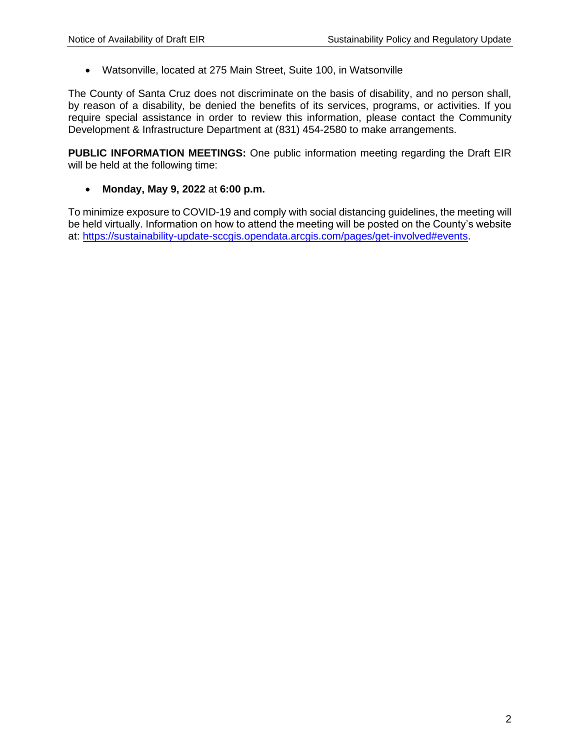- Watsonville, located at 275 Main Street, Suite 100, in Watsonville

The County of Santa Cruz does not discriminate on the basis of disability, and no person shall, by reason of a disability, be denied the benefits of its services, programs, or activities. If you require special assistance in order to review this information, please contact the Community Development & Infrastructure Department at (831) 454-2580 to make arrangements.

**PUBLIC INFORMATION MEETINGS:** One public information meeting regarding the Draft EIR will be held at the following time:

- **Monday, May 9, 2022** at **6:00 p.m.**

To minimize exposure to COVID-19 and comply with social distancing guidelines, the meeting will be held virtually. Information on how to attend the meeting will be posted on the County's website at: https://sustainability-update-sccgis.opendata.arcgis.com/pages/get-involved#events.